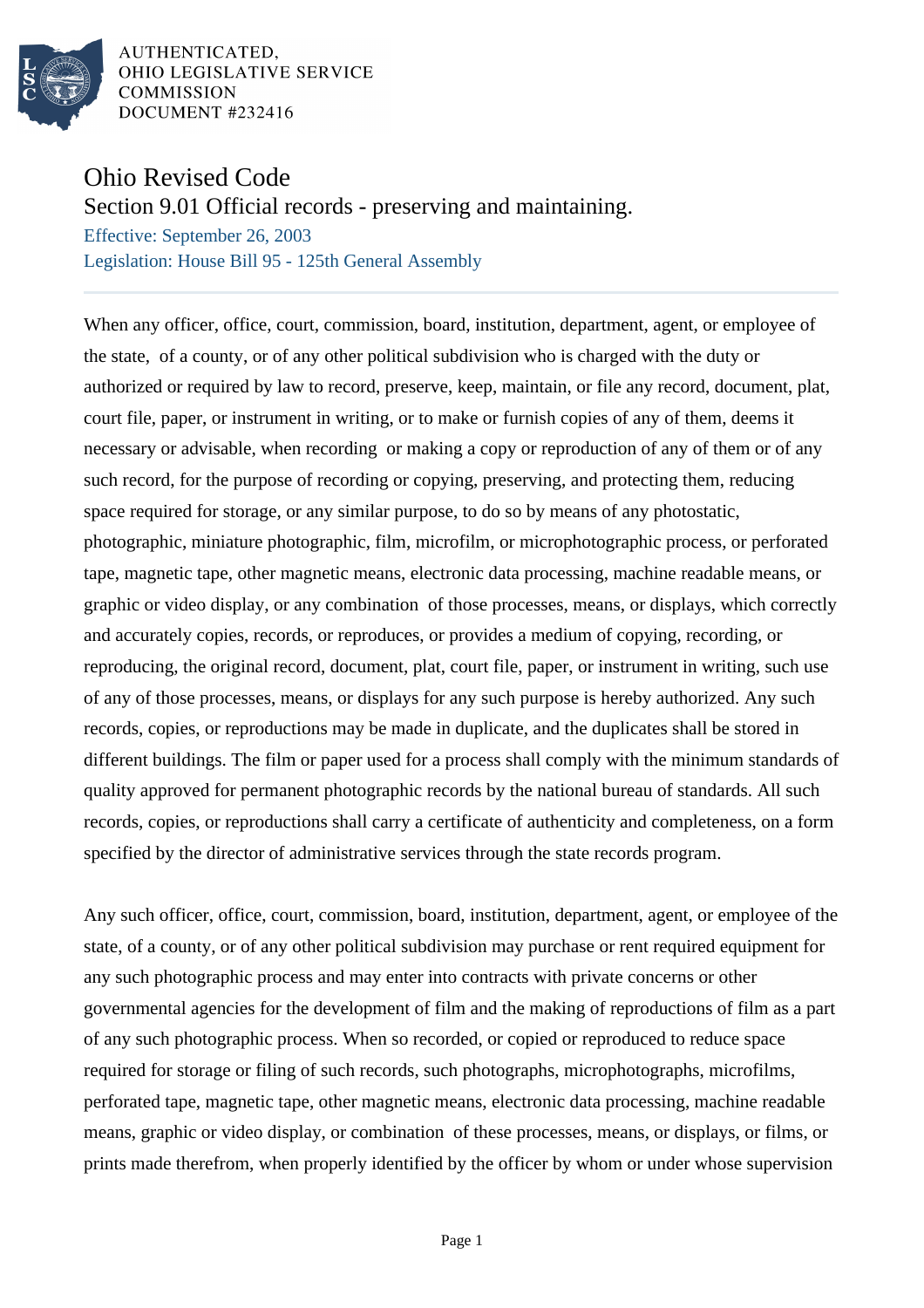AUTHENTICATED,
OHIO LEGISLATIVE SERVICE
COMMISSION
DOCUMENT #232416

# Ohio Revised Code

## Section 9.01 Official records - preserving and maintaining.

Effective: September 26, 2003

Legislation: House Bill 95 - 125th General Assembly

When any officer, office, court, commission, board, institution, department, agent, or employee of the state, of a county, or of any other political subdivision who is charged with the duty or authorized or required by law to record, preserve, keep, maintain, or file any record, document, plat, court file, paper, or instrument in writing, or to make or furnish copies of any of them, deems it necessary or advisable, when recording or making a copy or reproduction of any of them or of any such record, for the purpose of recording or copying, preserving, and protecting them, reducing space required for storage, or any similar purpose, to do so by means of any photostatic, photographic, miniature photographic, film, microfilm, or microphotographic process, or perforated tape, magnetic tape, other magnetic means, electronic data processing, machine readable means, or graphic or video display, or any combination of those processes, means, or displays, which correctly and accurately copies, records, or reproduces, or provides a medium of copying, recording, or reproducing, the original record, document, plat, court file, paper, or instrument in writing, such use of any of those processes, means, or displays for any such purpose is hereby authorized. Any such records, copies, or reproductions may be made in duplicate, and the duplicates shall be stored in different buildings. The film or paper used for a process shall comply with the minimum standards of quality approved for permanent photographic records by the national bureau of standards. All such records, copies, or reproductions shall carry a certificate of authenticity and completeness, on a form specified by the director of administrative services through the state records program.

Any such officer, office, court, commission, board, institution, department, agent, or employee of the state, of a county, or of any other political subdivision may purchase or rent required equipment for any such photographic process and may enter into contracts with private concerns or other governmental agencies for the development of film and the making of reproductions of film as a part of any such photographic process. When so recorded, or copied or reproduced to reduce space required for storage or filing of such records, such photographs, microphotographs, microfilms, perforated tape, magnetic tape, other magnetic means, electronic data processing, machine readable means, graphic or video display, or combination of these processes, means, or displays, or films, or prints made therefrom, when properly identified by the officer by whom or under whose supervision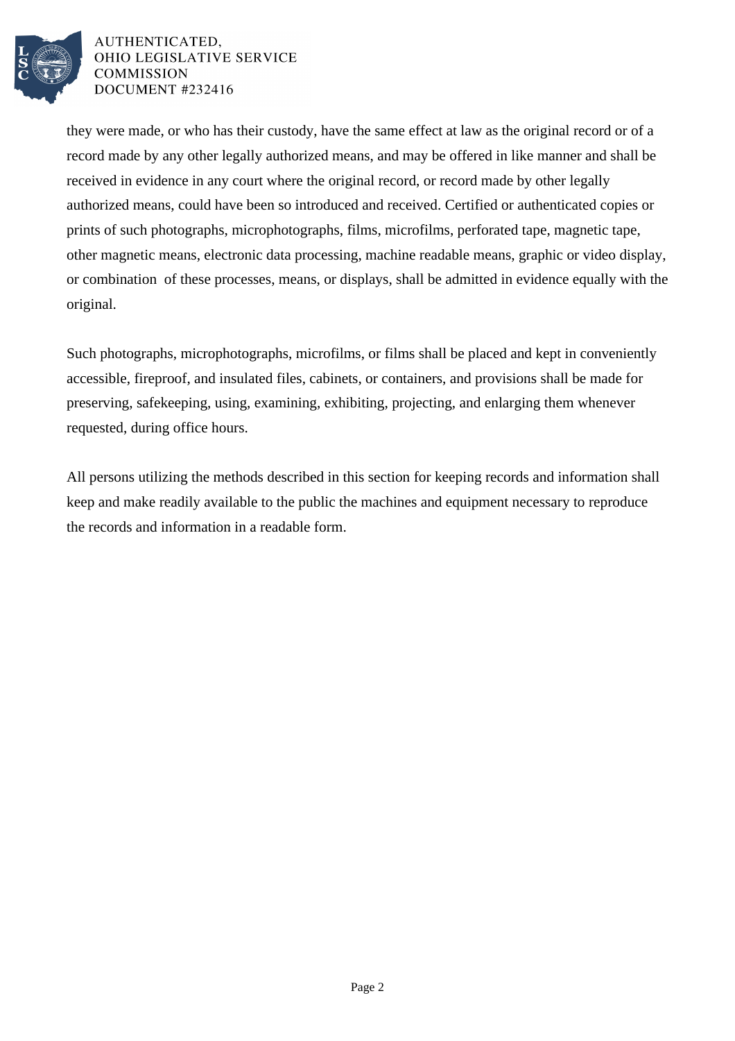they were made, or who has their custody, have the same effect at law as the original record or of a record made by any other legally authorized means, and may be offered in like manner and shall be received in evidence in any court where the original record, or record made by other legally authorized means, could have been so introduced and received. Certified or authenticated copies or prints of such photographs, microphotographs, films, microfilms, perforated tape, magnetic tape, other magnetic means, electronic data processing, machine readable means, graphic or video display, or combination of these processes, means, or displays, shall be admitted in evidence equally with the original.

Such photographs, microphotographs, microfilms, or films shall be placed and kept in conveniently accessible, fireproof, and insulated files, cabinets, or containers, and provisions shall be made for preserving, safekeeping, using, examining, exhibiting, projecting, and enlarging them whenever requested, during office hours.

All persons utilizing the methods described in this section for keeping records and information shall keep and make readily available to the public the machines and equipment necessary to reproduce the records and information in a readable form.